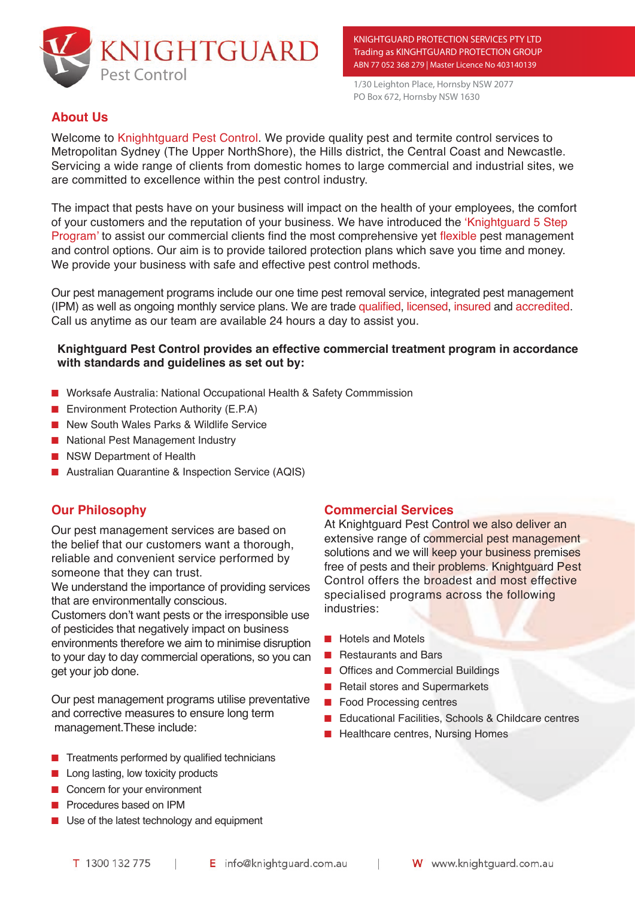KNIGHTGUARD
Pest Control

KNIGHTGUARD PROTECTION SERVICES PTY LTD
Trading as KNIGHTGUARD PROTECTION GROUP
ABN 77 052 368 279 | Master Licence No 403140139

1/30 Leighton Place, Hornsby NSW 2077
PO Box 672, Hornsby NSW 1630

## About Us

Welcome to Knighhtguard Pest Control. We provide quality pest and termite control services to Metropolitan Sydney (The Upper NorthShore), the Hills district, the Central Coast and Newcastle. Servicing a wide range of clients from domestic homes to large commercial and industrial sites, we are committed to excellence within the pest control industry.

The impact that pests have on your business will impact on the health of your employees, the comfort of your customers and the reputation of your business. We have introduced the 'Knightguard 5 Step Program' to assist our commercial clients find the most comprehensive yet flexible pest management and control options. Our aim is to provide tailored protection plans which save you time and money. We provide your business with safe and effective pest control methods.

Our pest management programs include our one time pest removal service, integrated pest management (IPM) as well as ongoing monthly service plans. We are trade qualified, licensed, insured and accredited. Call us anytime as our team are available 24 hours a day to assist you.

**Knightguard Pest Control provides an effective commercial treatment program in accordance with standards and guidelines as set out by:**

- Worksafe Australia: National Occupational Health & Safety Commmission
- Environment Protection Authority (E.P.A)
- New South Wales Parks & Wildlife Service
- National Pest Management Industry
- NSW Department of Health
- Australian Quarantine & Inspection Service (AQIS)

## Our Philosophy

Our pest management services are based on the belief that our customers want a thorough, reliable and convenient service performed by someone that they can trust.
We understand the importance of providing services that are environmentally conscious.
Customers don't want pests or the irresponsible use of pesticides that negatively impact on business environments therefore we aim to minimise disruption to your day to day commercial operations, so you can get your job done.

Our pest management programs utilise preventative and corrective measures to ensure long term management.These include:

- Treatments performed by qualified technicians
- Long lasting, low toxicity products
- Concern for your environment
- Procedures based on IPM
- Use of the latest technology and equipment

## Commercial Services

At Knightguard Pest Control we also deliver an extensive range of commercial pest management solutions and we will keep your business premises free of pests and their problems. Knightguard Pest Control offers the broadest and most effective specialised programs across the following industries:

- Hotels and Motels
- Restaurants and Bars
- Offices and Commercial Buildings
- Retail stores and Supermarkets
- Food Processing centres
- Educational Facilities, Schools & Childcare centres
- Healthcare centres, Nursing Homes

T 1300 132 775 | E info@knightguard.com.au | W www.knightguard.com.au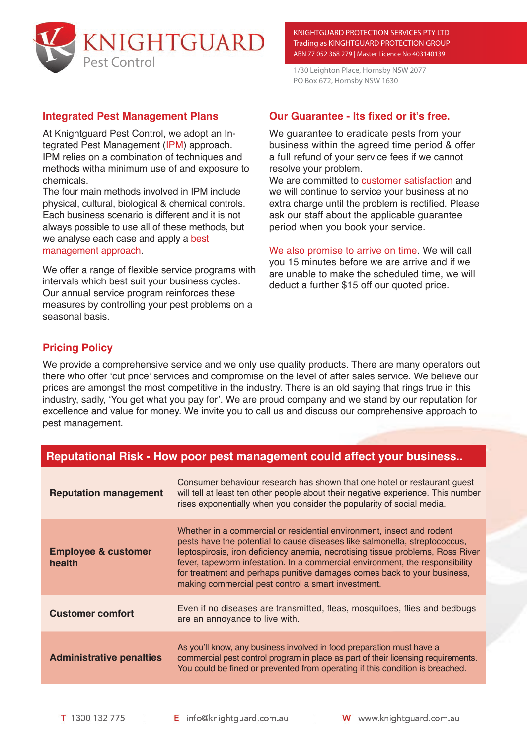KNIGHTGUARD Pest Control

KNIGHTGUARD PROTECTION SERVICES PTY LTD
Trading as KNIGHTGUARD PROTECTION GROUP
ABN 77 052 368 279 | Master Licence No 403140139

1/30 Leighton Place, Hornsby NSW 2077
PO Box 672, Hornsby NSW 1630

## Integrated Pest Management Plans

At Knightguard Pest Control, we adopt an Integrated Pest Management (IPM) approach. IPM relies on a combination of techniques and methods witha minimum use of and exposure to chemicals.
The four main methods involved in IPM include physical, cultural, biological & chemical controls. Each business scenario is different and it is not always possible to use all of these methods, but we analyse each case and apply a best management approach.

We offer a range of flexible service programs with intervals which best suit your business cycles. Our annual service program reinforces these measures by controlling your pest problems on a seasonal basis.

## Our Guarantee - Its fixed or it's free.

We guarantee to eradicate pests from your business within the agreed time period & offer a full refund of your service fees if we cannot resolve your problem.
We are committed to customer satisfaction and we will continue to service your business at no extra charge until the problem is rectified. Please ask our staff about the applicable guarantee period when you book your service.

We also promise to arrive on time. We will call you 15 minutes before we are arrive and if we are unable to make the scheduled time, we will deduct a further $15 off our quoted price.

## Pricing Policy

We provide a comprehensive service and we only use quality products. There are many operators out there who offer 'cut price' services and compromise on the level of after sales service. We believe our prices are amongst the most competitive in the industry. There is an old saying that rings true in this industry, sadly, 'You get what you pay for'. We are proud company and we stand by our reputation for excellence and value for money. We invite you to call us and discuss our comprehensive approach to pest management.

## Reputational Risk - How poor pest management could affect your business..

| | |
|---|---|
| **Reputation management** | Consumer behaviour research has shown that one hotel or restaurant guest will tell at least ten other people about their negative experience. This number rises exponentially when you consider the popularity of social media. |
| **Employee & customer health** | Whether in a commercial or residential environment, insect and rodent pests have the potential to cause diseases like salmonella, streptococcus, leptospirosis, iron deficiency anemia, necrotising tissue problems, Ross River fever, tapeworm infestation. In a commercial environment, the responsibility for treatment and perhaps punitive damages comes back to your business, making commercial pest control a smart investment. |
| **Customer comfort** | Even if no diseases are transmitted, fleas, mosquitoes, flies and bedbugs are an annoyance to live with. |
| **Administrative penalties** | As you'll know, any business involved in food preparation must have a commercial pest control program in place as part of their licensing requirements. You could be fined or prevented from operating if this condition is breached. |

T 1300 132 775 | E info@knightguard.com.au | W www.knightguard.com.au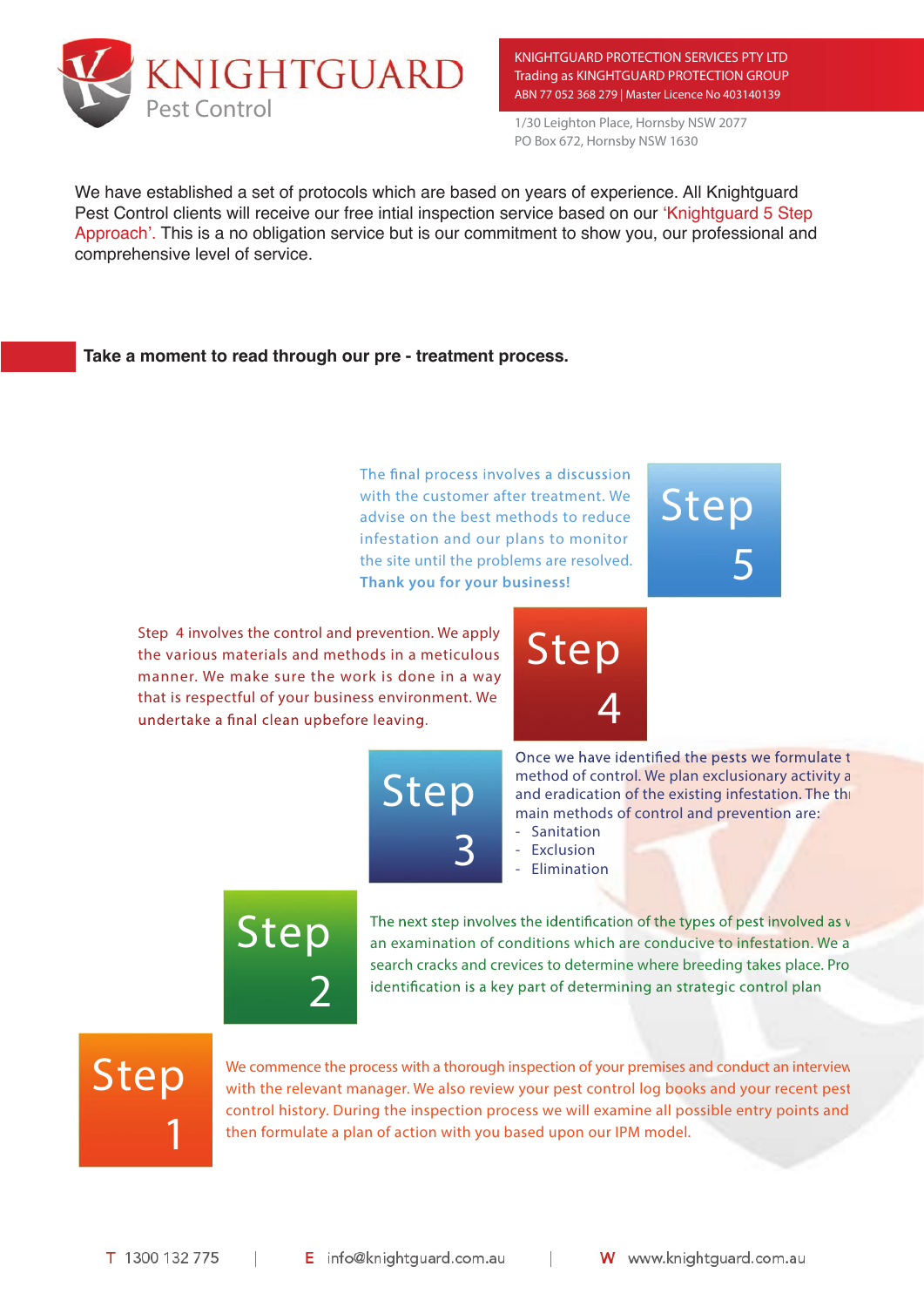KNIGHTGUARD
Pest Control

KNIGHTGUARD PROTECTION SERVICES PTY LTD
Trading as KNIGHTGUARD PROTECTION GROUP
ABN 77 052 368 279 | Master Licence No 403140139

1/30 Leighton Place, Hornsby NSW 2077
PO Box 672, Hornsby NSW 1630

We have established a set of protocols which are based on years of experience. All Knightguard Pest Control clients will receive our free intial inspection service based on our 'Knightguard 5 Step Approach'. This is a no obligation service but is our commitment to show you, our professional and comprehensive level of service.

**Take a moment to read through our pre - treatment process.**

**Step 5**

The final process involves a discussion with the customer after treatment. We advise on the best methods to reduce infestation and our plans to monitor the site until the problems are resolved. **Thank you for your business!**

**Step 4**

Step 4 involves the control and prevention. We apply the various materials and methods in a meticulous manner. We make sure the work is done in a way that is respectful of your business environment. We undertake a final clean upbefore leaving.

**Step 3**

Once we have identified the pests we formulate t method of control. We plan exclusionary activity a and eradication of the existing infestation. The th main methods of control and prevention are:

- Sanitation
- Exclusion
- Elimination

**Step 2**

The next step involves the identification of the types of pest involved as v an examination of conditions which are conducive to infestation. We a search cracks and crevices to determine where breeding takes place. Pro identification is a key part of determining an strategic control plan

**Step 1**

We commence the process with a thorough inspection of your premises and conduct an interview with the relevant manager. We also review your pest control log books and your recent pest control history. During the inspection process we will examine all possible entry points and then formulate a plan of action with you based upon our IPM model.

T 1300 132 775 | E info@knightguard.com.au | W www.knightguard.com.au